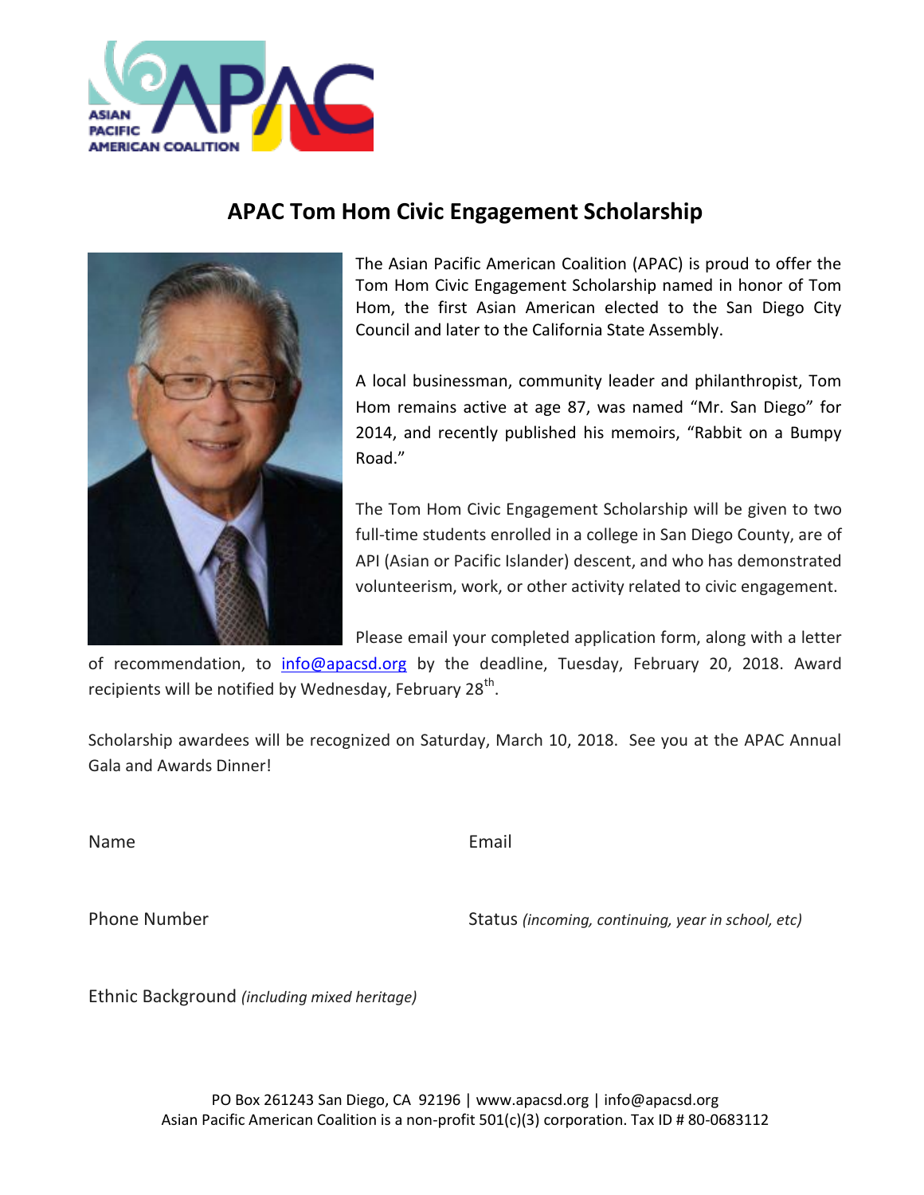# APAC Tom Hom Civic Engagement Scholarship

The Asian Pacific American Coalition (APAC) is proud to offer the Tom Hom Civic Engagement Scholarship named in honor of Tom Hom, the first Asian American elected to the San Diego City Council and later to the California State Assembly.

A local businessman, community leader and philanthropist, Tom Hom remains active at age 87, was named "Mr. San Diego" for 2014, and recently published his memoirs, "Rabbit on a Bumpy Road."

The Tom Hom Civic Engagement Scholarship will be given to two full-time students enrolled in a college in San Diego County, are of API (Asian or Pacific Islander) descent, and who has demonstrated volunteerism, work, or other activity related to civic engagement.

Please email your completed application form, along with a letter of recommendation, to info@apacsd.org by the deadline, Tuesday, February 20, 2018. Award recipients will be notified by Wednesday, February 28th.

Scholarship awardees will be recognized on Saturday, March 10, 2018. See you at the APAC Annual Gala and Awards Dinner!

Name

Email

Phone Number

Status *(incoming, continuing, year in school, etc)*

Ethnic Background *(including mixed heritage)*

PO Box 261243 San Diego, CA 92196 | www.apacsd.org | info@apacsd.org
Asian Pacific American Coalition is a non-profit 501(c)(3) corporation. Tax ID # 80-0683112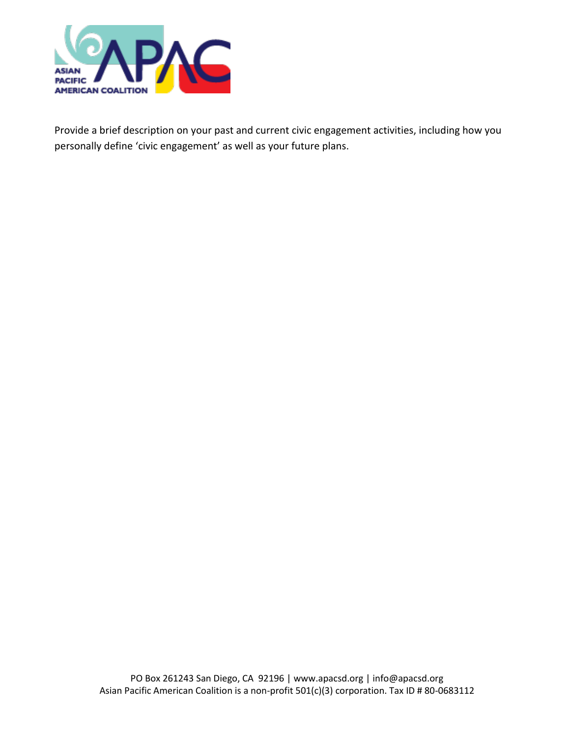Provide a brief description on your past and current civic engagement activities, including how you personally define 'civic engagement' as well as your future plans.

PO Box 261243 San Diego, CA 92196 | www.apacsd.org | info@apacsd.org
Asian Pacific American Coalition is a non-profit 501(c)(3) corporation. Tax ID # 80-0683112